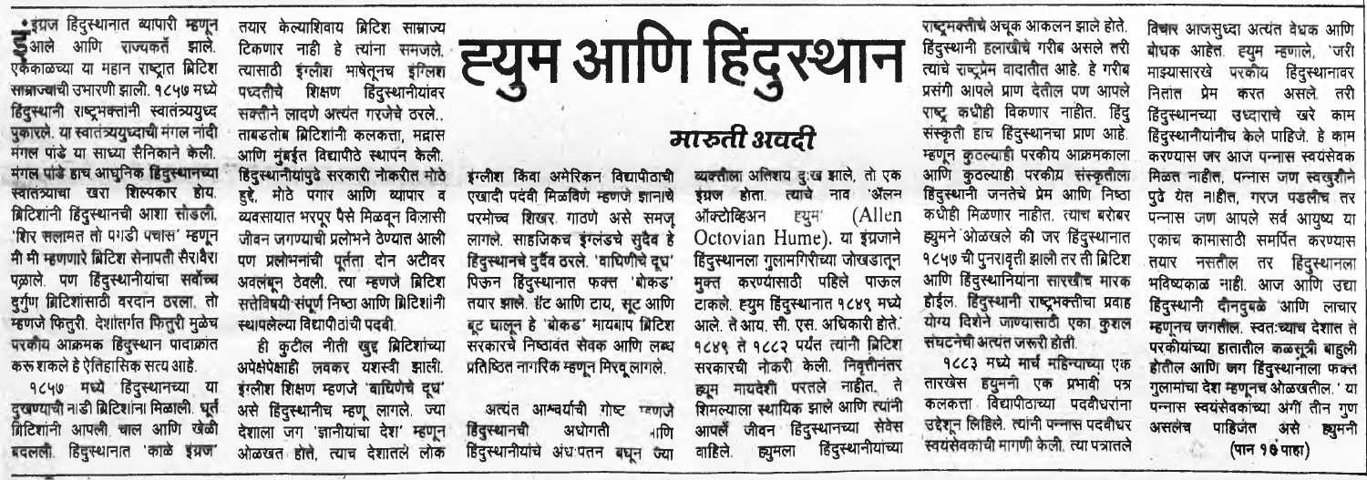# ह्युम आणि हिंदुस्थान

*मारुती अवदी*

इंग्रज हिंदुस्थानात व्यापारी म्हणून आले आणि राज्यकर्ते झाले. एकेकाळच्या या महान राष्ट्रात ब्रिटिश साम्राज्याची उभारणी झाली. १८५७ मध्ये हिंदुस्थानी राष्ट्रभक्तांनी स्वातंत्र्ययुध्द पुकारले. या स्वातंत्र्ययुध्दाची मंगल नांदी मंगल पांडे या साध्या सैनिकाने केली. मंगल पांडे हाच आधुनिक हिंदुस्थानच्या स्वातंत्र्याचा खरा शिल्पकार होय. ब्रिटिशांनी हिंदुस्थानची आशा सोडली. 'शिर सलामत तो पगडी पचास' म्हणून मी मी म्हणणारे ब्रिटिश सेनापती सैरावैरा पळाले. पण हिंदुस्थानीयांचा सर्वोच्च दुर्गुण ब्रिटिशांसाठी वरदान ठरला. तो म्हणजे फितुरी. देशांतर्गत फितुरी मुळेच परकीय आक्रमक हिंदुस्थान पादाक्रांत करु शकले हे ऐतिहासिक सत्य आहे.

१८५७ मध्ये हिंदुस्थानच्या या दुखण्याची नाडी ब्रिटिशांना मिळाली. पूर्ण ब्रिटिशांनी आपली चाल आणि खेळी बदलली. हिंदुस्थानात 'काळे इंग्रज' तयार केल्याशिवाय ब्रिटिश साम्राज्य टिकणार नाही हे त्यांना समजले. त्यासाठी इंग्लीश भाषेतूनच इंग्लिश पध्दतीचे शिक्षण हिंदुस्थानीयांवर सक्तीने लादणे अत्यंत गरजेचे ठरले.. ताबडतोब ब्रिटिशांनी कलकत्ता, मद्रास आणि मुंबईत विद्यापीठे स्थापन केली. हिंदुस्थानीयांपुढे सरकारी नोकरीत मोठे हुद्दे, मोठे पगार आणि व्यापार व व्यवसायात भरपूर पैसे मिळवून विलासी जीवन जगण्याची प्रलोभने ठेवण्यात आली पण प्रलोभनांची पूर्तता दोन अटीवर अवलंबून ठेवली. त्या म्हणजे ब्रिटिश सत्तेविषयी संपूर्ण निष्ठा आणि ब्रिटिशांनी स्थापलेल्या विद्यापीठांची पदवी.

ही कुटील नीती खुद्द ब्रिटिशांच्या अपेक्षेपेक्षाही लवकर यशस्वी झाली. इंग्लीश शिक्षण म्हणजे 'वाघिणीचे दूध' असे हिंदुस्थानीच म्हणू लागले. ज्या देशाला जग 'ज्ञानीयांचा देश' म्हणून ओळखत होते, त्याच देशातले लोक इंग्लीश किंवा अमेरिकन विद्यापीठाची एखादी पदवी मिळविणे म्हणजे ज्ञानाचे परमोच्च शिखर गाठणे असे समजू लागले. साहजिकच इंग्लंडचे सुदैव हे हिंदुस्थानचे दुर्दैव ठरले. 'वाघिणीचे दूध' पिऊन हिंदुस्थानात फक्त 'बोकड' तयार झाले. हॅट आणि टाय, सूट आणि बूट घालून हे 'बोकड' मायबाप ब्रिटिश सरकारचे निष्ठावंत सेवक आणि लब्ध प्रतिष्ठित नागरिक म्हणून मिरवू लागले.

अत्यंत आश्चर्याची गोष्ट म्हणजे हिंदुस्थानची अधोगती आणि हिंदुस्थानीयांचे अंधःपतन बघून ज्या व्यक्तीला अतिशय दुःख झाले, तो एक इंग्रज होता. त्याचे नाव 'ॲलन ऑक्टोव्हिअन ह्युम' (Allen Octovian Hume). या इंग्रजाने हिंदुस्थानला गुलामगिरीच्या जोखडातून मुक्त करण्यासाठी पहिले पाऊल टाकले. ह्युम हिंदुस्थानात १८४९ मध्ये आले. ते आय. सी. एस. अधिकारी होते. १८४९ ते १८८२ पर्यंत त्यांनी ब्रिटिश सरकारची नोकरी केली. निवृत्तीनंतर ह्युम मायदेशी परतले नाहीत. ते शिमल्याला स्थायिक झाले आणि त्यांनी आपले जीवन हिंदुस्थानच्या सेवेस वाहिले. ह्युमला हिंदुस्थानीयांच्या राष्ट्रभक्तीचे अचूक आकलन झाले होते. हिंदुस्थानी हलाखीचे गरीब असले तरी त्यांचे राष्ट्रप्रेम वादातीत आहे. हे गरीब प्रसंगी आपले प्राण देतील पण आपले राष्ट्र कधीही विकणार नाहीत. हिंदु संस्कृती हाच हिंदुस्थानचा प्राण आहे. म्हणून कुठल्याही परकीय आक्रमकाला आणि कुठल्याही परकीय संस्कृतीला हिंदुस्थानी जनतेचे प्रेम आणि निष्ठा कधीही मिळणार नाहीत. त्याच बरोबर ह्युमने ओळखले की जर हिंदुस्थानात १८५७ ची पुनरावृत्ती झाली तर ती ब्रिटिश आणि हिंदुस्थानियांना सारखीच मारक होईल. हिंदुस्थानी राष्ट्रभक्तीचा प्रवाह योग्य दिशेने जाण्यासाठी एका कुशल संघटनेची अत्यंत जरूरी होती.

१८८३ मध्ये मार्च महिन्याच्या एक तारखेस ह्युमनी एक प्रभावी पत्र कलकत्ता विद्यापीठाच्या पदवीधरांना उद्देशून लिहिले. त्यांनी पन्नास पदवीधर स्वयंसेवकाची मागणी केली. त्या पत्रातले विचार आजसुध्दा अत्यंत वेधक आणि बोधक आहेत. ह्युम म्हणाले, 'जरी माझ्यासारखे परकीय हिंदुस्थानावर नितांत प्रेम करत असले, तरी हिंदुस्थानच्या उध्दाराचे खरे काम हिंदुस्थानीयांनीच केले पाहिजे. हे काम करण्यास जर आज पन्नास स्वयंसेवक मिळत नाहीत, पन्नास जण स्वखुशीने पुढे येत नाहीत, गरज पडलीच तर पन्नास जण आपले सर्व आयुष्य या एकाच कामासाठी समर्पित करण्यास तयार नसतील तर हिंदुस्थानला भविष्यकाळ नाही. आज आणि उद्या हिंदुस्थानी दीनदुबळे आणि लाचार म्हणूनच जगतील. स्वतःच्याच देशात ते परकीयांच्या हातातील कळसूत्री बाहुली होतील आणि जग हिंदुस्थानाला फक्त गुलामांचा देश म्हणूनच ओळखतील.' या पन्नास स्वयंसेवकांच्या अंगी तीन गुण असलेच पाहिजेत असे ह्युमनी

(पान १६ पाहा)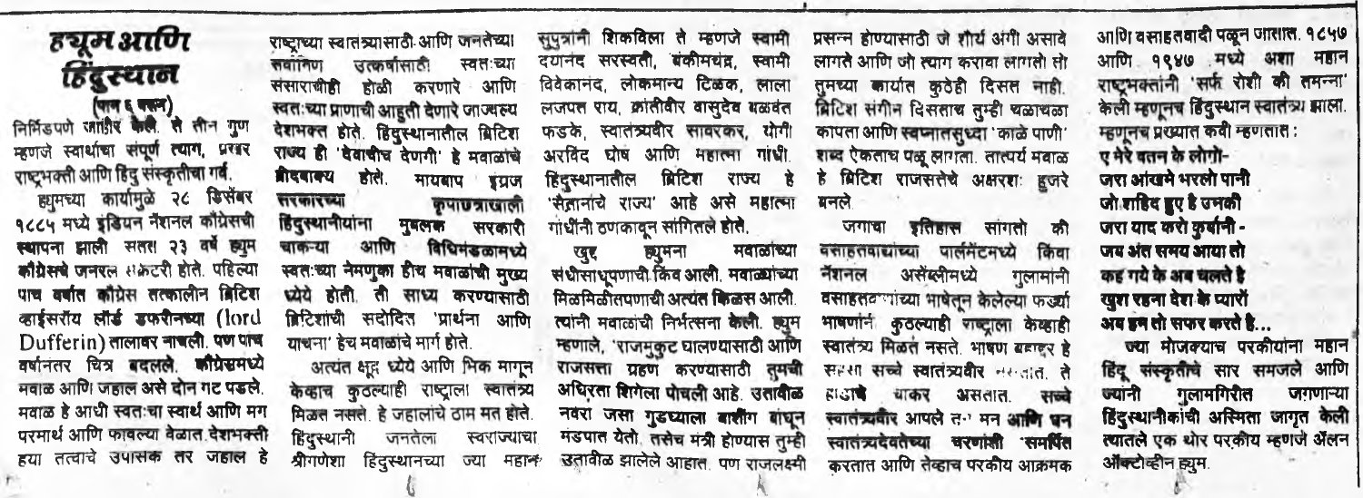# ह्यूम आणि हिंदुस्थान

**(पान ६ वरून)**

निर्भिडपणे जाहीर केले. ते तीन गुण म्हणजे स्वार्थाचा संपूर्ण त्याग, प्रखर राष्ट्रभक्ती आणि हिंदु संस्कृतीचा गर्व.

ह्युमच्या कार्यामुळे २८ डिसेंबर १८८५ मध्ये इंडियन नॅशनल काँग्रेसची स्थापना झाली. सतत २३ वर्षे ह्युम काँग्रेसचे जनरल सेक्रेटरी होते. पहिल्या पाच वर्षात काँग्रेस तत्कालीन ब्रिटिश व्हाईसरॉय लॉर्ड डफरीनच्या (lord Dufferin) तालावर नाचली. पण पाच वर्षानंतर चित्र बदलले. काँग्रेसमध्ये मवाळ आणि जहाल असे दोन गट पडले. मवाळ हे आधी स्वतःचा स्वार्थ आणि मग परमार्थ आणि फावल्या वेळात देशभक्ती ह्या तत्वाचे उपासक तर जहाल हे राष्ट्राच्या स्वातंत्र्यासाठी आणि जनतेच्या सर्वांगीण उत्कर्षासाठी स्वतःच्या संसाराचीही होळी करणारे आणि स्वतःच्या प्राणाची आहुती देणारे जाज्वल्य देशभक्त होते. हिंदुस्थानातील ब्रिटिश राज्य हे 'देवाचीच देणगी' हे मवाळांचे ब्रीदवाक्य होते. मायबाप इंग्रज सरकारच्या कृपाछत्राखाली हिंदुस्थानीयांना मुबलक सरकारी चाकऱ्या आणि विधिमंडळामध्ये स्वतःच्या नेमणुका हीच मवाळांची मुख्य ध्येये होती. ती साध्य करण्यासाठी ब्रिटिशांशी सदोदित 'प्रार्थना आणि याचना' हेच मवाळांचे मार्ग होते.

अत्यंत क्षुद्र ध्येये आणि भिक मागून केव्हाच कुठल्याही राष्ट्राला स्वातंत्र्य मिळत नसते. हे जहालांचे ठाम मत होते. हिंदुस्थानी जनतेला स्वराज्याचा श्रीगणेशा हिंदुस्थानच्या ज्या महान सुपुत्रांनी शिकविला ते म्हणजे स्वामी दयानंद सरस्वती, बंकीमचंद्र, स्वामी विवेकानंद, लोकमान्य टिळक, लाला लजपत राय, क्रांतीवीर वासुदेव बळवंत फडके, स्वातंत्र्यवीर सावरकर, योगी अरविंद घोष आणि महात्मा गांधी. हिंदुस्थानातील ब्रिटिश राज्य हे 'सैतानांचे राज्य' आहे असे महात्मा गांधींनी ठणकावून सांगितले होते.

खुद्द ह्युमना मवाळांच्या संधीसाधूपणाची कीव आली. मवाळांच्या मिळमिळीतपणाची अत्यंत किळस आली. त्यांनी मवाळांची निर्भत्सना केली. ह्युम म्हणाले, 'राजमुकुट घालण्यासाठी आणि राजसत्ता ग्रहण करण्यासाठी तुमची अधिरता शिगेला पोचली आहे. उतावीळ नवरा जसा गुडघ्याला बाशींग बांधून मंडपात येतो, तसेच मंत्री होण्यास तुम्ही उतावीळ झालेले आहात. पण राजलक्ष्मी प्रसन्न होण्यासाठी जे शौर्य अंगी असावे लागते आणि जो त्याग करावा लागतो तो तुमच्या कार्यात कुठेही दिसत नाही. ब्रिटिश संगीन दिसताच तुम्ही थळाथळा कापता आणि स्वप्नातसुध्दा 'काळे पाणी' शब्द ऐकताच पळू लागता. तात्पर्य मवाळ हे ब्रिटिश राजसत्तेचे अक्षरशः हुजरे बनले.

जगाचा इतिहास सांगतो की वसाहतवाद्यांच्या पार्लमेंटमध्ये किंवा नॅशनल असेंब्लीमध्ये गुलामांनी वसाहतवाद्यांच्या भाषेतून केलेल्या फर्ड्या भाषणांनी कुठल्याही राष्ट्राला केव्हाही स्वातंत्र्य मिळत नसते. भाषण बहाद्दर हे सत्ता सच्चे स्वातंत्र्यवीर नसतात. ते हाडाचे चाकर असतात. सच्चे स्वातंत्र्यवीर आपले तन मन आणि धन स्वातंत्र्यदेवतेच्या चरणांशी समर्पित करतात आणि तेव्हाच परकीय आक्रमक आणि वसाहतवादी पळून जातात. १८५७ आणि १९४७ मध्ये अशा महान राष्ट्रभक्तांनी 'सर्फ रोशी की तमन्ना' केली म्हणूनच हिंदुस्थान स्वातंत्र्य झाला. म्हणूनच प्रख्यात कवी म्हणतात :

**ए मेरे वतन के लोगो-**
**जरा आंखमे भरलो पानी**
**जो शहिद हुए है उनकी**
**जरा याद करो कुर्बानी -**
**जय अंत समय आया तो**
**कह गये के अब चलते है**
**खुश रहना देश के प्यारों**
**अब हम तो सफर करते है...**

ज्या मोजक्याच परकीयांना महान हिंदू संस्कृतीचे सार समजले आणि ज्यांनी गुलामगिरीत जगणाऱ्या हिंदुस्थानीयांची अस्मिता जागृत केली त्यातले एक थोर परकीय म्हणजे ॲलन ऑक्टोव्हीन ह्युम.